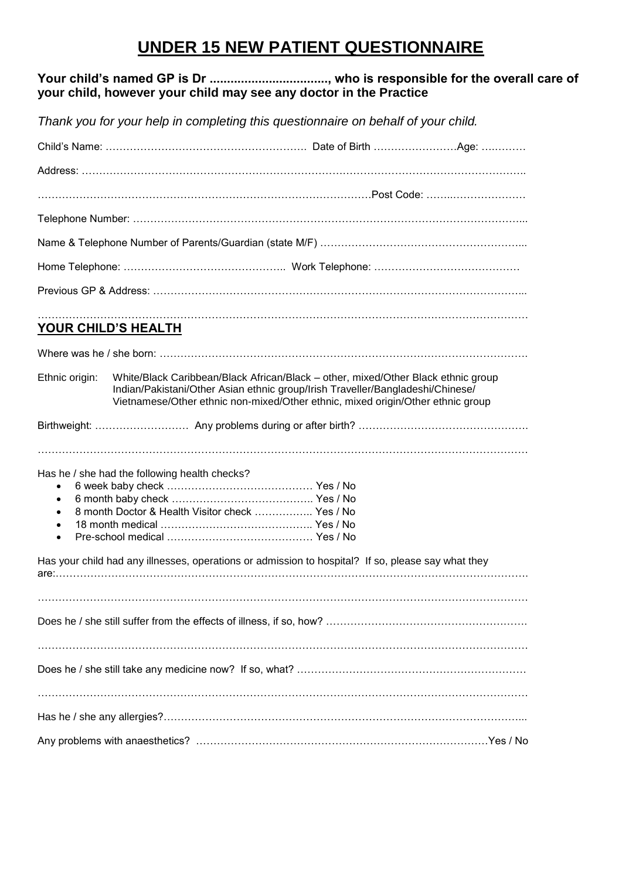# UNDER 15 NEW PATIENT QUESTIONNAIRE

**Your child's named GP is Dr .................................., who is responsible for the overall care of your child, however your child may see any doctor in the Practice**

*Thank you for your help in completing this questionnaire on behalf of your child.*

Child's Name: ………………………………………………… Date of Birth ……………………Age: ….………

Address: …………………………………………………………………………………………………………..

………………………………………………………………………………………Post Code: ……..…………………

Telephone Number: ………………………………………………………………………………………………...

Name & Telephone Number of Parents/Guardian (state M/F) …………………………………………………...

Home Telephone: ……………………………………….. Work Telephone: ……………………………………

Previous GP & Address: …………………………………………………………………………………………...

……………………………………………………………………………………………………………………………

## YOUR CHILD'S HEALTH

Where was he / she born: ………………………………………………………………………………………….

Ethnic origin: White/Black Caribbean/Black African/Black – other, mixed/Other Black ethnic group Indian/Pakistani/Other Asian ethnic group/Irish Traveller/Bangladeshi/Chinese/ Vietnamese/Other ethnic non-mixed/Other ethnic, mixed origin/Other ethnic group

Birthweight: ……………………… Any problems during or after birth? ………………………………………….

……………………………………………………………………………………………………………………………

Has he / she had the following health checks?

- 6 week baby check …………………………………… Yes / No
- 6 month baby check ………………………………….. Yes / No
- 8 month Doctor & Health Visitor check …………….. Yes / No
- 18 month medical …………………………………….. Yes / No
- Pre-school medical …………………………………… Yes / No

Has your child had any illnesses, operations or admission to hospital? If so, please say what they are:……………………………………………………………………………………………………………….

……………………………………………………………………………………………………………………………

Does he / she still suffer from the effects of illness, if so, how? ………………………………………………….

……………………………………………………………………………………………………………………………

Does he / she still take any medicine now? If so, what? …………………………………………………………

……………………………………………………………………………………………………………………………

Has he / she any allergies?…………………………………………………………………………………………...

Any problems with anaesthetics? ………………………………………………………………………Yes / No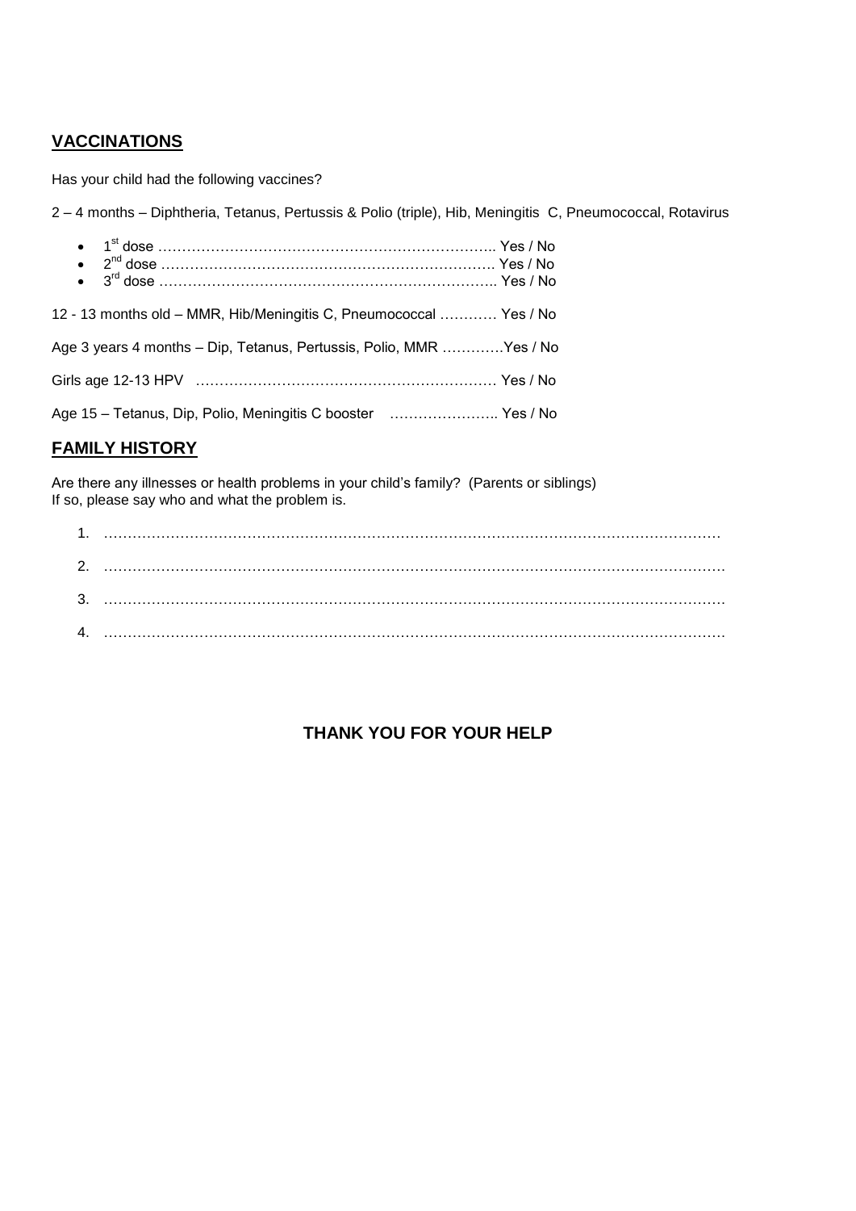## VACCINATIONS

Has your child had the following vaccines?

2 – 4 months – Diphtheria, Tetanus, Pertussis & Polio (triple), Hib, Meningitis C, Pneumococcal, Rotavirus

- 1st dose ……………………………………………………………….. Yes / No
- 2nd dose ………………………………………………………………. Yes / No
- 3rd dose ……………………………………………………………….. Yes / No

12 - 13 months old – MMR, Hib/Meningitis C, Pneumococcal ………… Yes / No

Age 3 years 4 months – Dip, Tetanus, Pertussis, Polio, MMR …………Yes / No

Girls age 12-13 HPV ……………………………………………………… Yes / No

Age 15 – Tetanus, Dip, Polio, Meningitis C booster ………………….. Yes / No

## FAMILY HISTORY

Are there any illnesses or health problems in your child's family? (Parents or siblings)
If so, please say who and what the problem is.

1. ……………………………………………………………………………………………………………
2. ……………………………………………………………………………………………………………
3. ……………………………………………………………………………………………………………
4. ……………………………………………………………………………………………………………

**THANK YOU FOR YOUR HELP**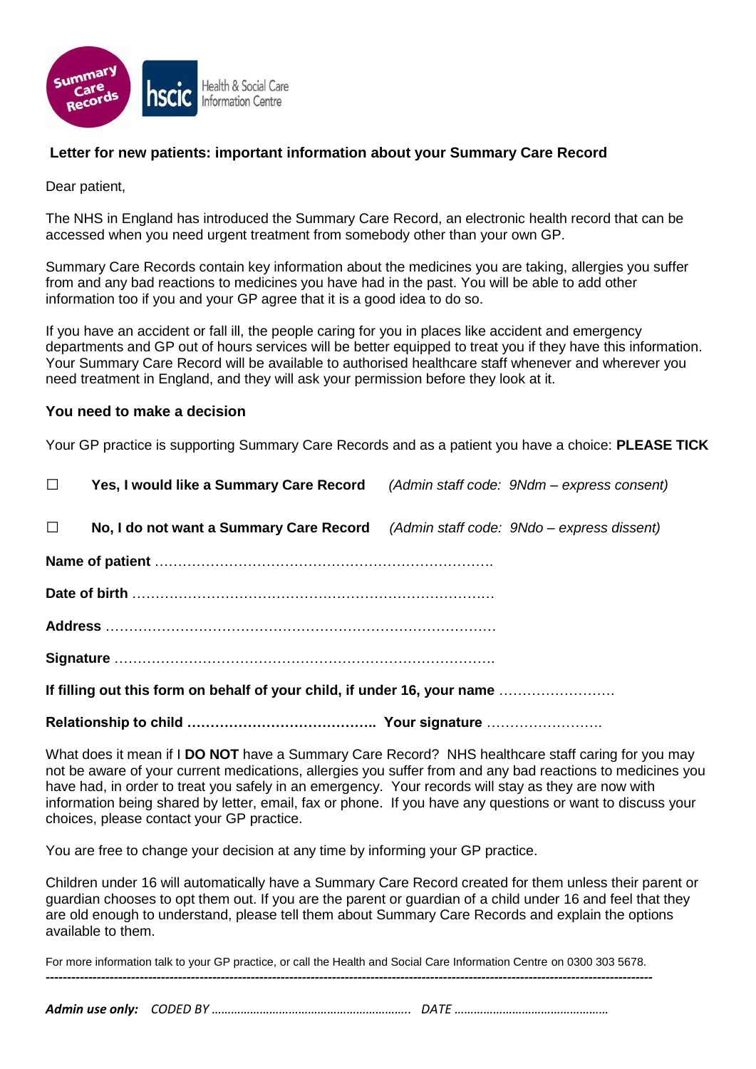Summary Care Records

hscic Health & Social Care Information Centre

## Letter for new patients: important information about your Summary Care Record

Dear patient,

The NHS in England has introduced the Summary Care Record, an electronic health record that can be accessed when you need urgent treatment from somebody other than your own GP.

Summary Care Records contain key information about the medicines you are taking, allergies you suffer from and any bad reactions to medicines you have had in the past. You will be able to add other information too if you and your GP agree that it is a good idea to do so.

If you have an accident or fall ill, the people caring for you in places like accident and emergency departments and GP out of hours services will be better equipped to treat you if they have this information. Your Summary Care Record will be available to authorised healthcare staff whenever and wherever you need treatment in England, and they will ask your permission before they look at it.

### You need to make a decision

Your GP practice is supporting Summary Care Records and as a patient you have a choice: **PLEASE TICK**

☐ **Yes, I would like a Summary Care Record** *(Admin staff code: 9Ndm – express consent)*

☐ **No, I do not want a Summary Care Record** *(Admin staff code: 9Ndo – express dissent)*

**Name of patient** ……………………………………………………………….

**Date of birth** …………………………………………………………………

**Address** …………………………………………………………………………

**Signature** ……………………………………………………………………….

**If filling out this form on behalf of your child, if under 16, your name** …………………….

**Relationship to child ………………………………….. Your signature** …………………….

What does it mean if I **DO NOT** have a Summary Care Record? NHS healthcare staff caring for you may not be aware of your current medications, allergies you suffer from and any bad reactions to medicines you have had, in order to treat you safely in an emergency. Your records will stay as they are now with information being shared by letter, email, fax or phone. If you have any questions or want to discuss your choices, please contact your GP practice.

You are free to change your decision at any time by informing your GP practice.

Children under 16 will automatically have a Summary Care Record created for them unless their parent or guardian chooses to opt them out. If you are the parent or guardian of a child under 16 and feel that they are old enough to understand, please tell them about Summary Care Records and explain the options available to them.

For more information talk to your GP practice, or call the Health and Social Care Information Centre on 0300 303 5678.

---

***Admin use only:*** *CODED BY …………………………………………………. DATE ……………………………………….*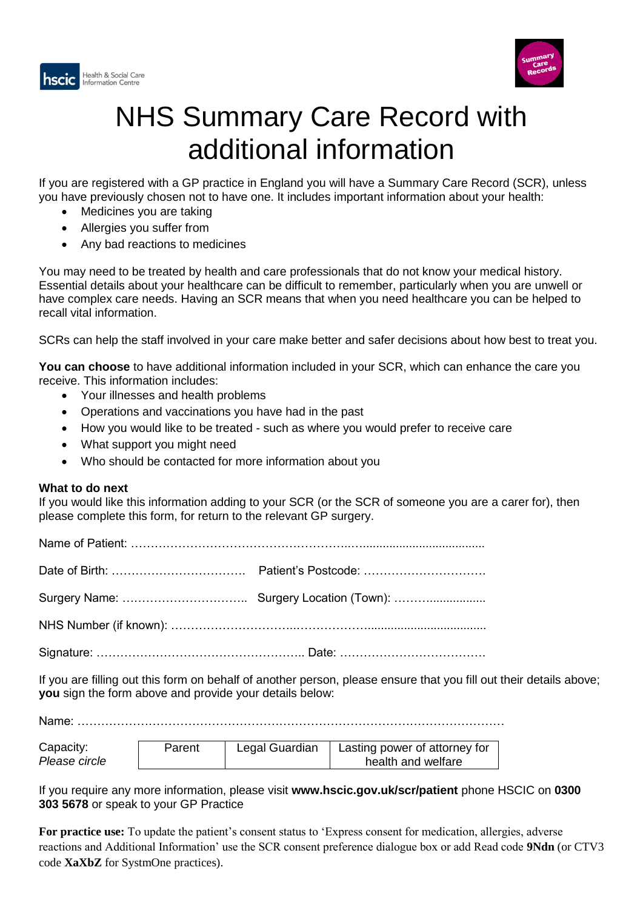# NHS Summary Care Record with additional information

If you are registered with a GP practice in England you will have a Summary Care Record (SCR), unless you have previously chosen not to have one. It includes important information about your health:

- Medicines you are taking
- Allergies you suffer from
- Any bad reactions to medicines

You may need to be treated by health and care professionals that do not know your medical history. Essential details about your healthcare can be difficult to remember, particularly when you are unwell or have complex care needs. Having an SCR means that when you need healthcare you can be helped to recall vital information.

SCRs can help the staff involved in your care make better and safer decisions about how best to treat you.

**You can choose** to have additional information included in your SCR, which can enhance the care you receive. This information includes:

- Your illnesses and health problems
- Operations and vaccinations you have had in the past
- How you would like to be treated - such as where you would prefer to receive care
- What support you might need
- Who should be contacted for more information about you

**What to do next**

If you would like this information adding to your SCR (or the SCR of someone you are a carer for), then please complete this form, for return to the relevant GP surgery.

Name of Patient: …………………………………………………………………………………

Date of Birth: ……………………………. Patient's Postcode: …………………………

Surgery Name: ………………………….. Surgery Location (Town): ……………………

NHS Number (if known): ………………………………………………………………………

Signature: …………………………………………….. Date: ………………………………

If you are filling out this form on behalf of another person, please ensure that you fill out their details above; **you** sign the form above and provide your details below:

Name: ……………………………………………………………………………………………

| Capacity: *Please circle* | Parent | Legal Guardian | Lasting power of attorney for health and welfare |
|---|---|---|---|

If you require any more information, please visit **www.hscic.gov.uk/scr/patient** phone HSCIC on **0300 303 5678** or speak to your GP Practice

**For practice use:** To update the patient's consent status to 'Express consent for medication, allergies, adverse reactions and Additional Information' use the SCR consent preference dialogue box or add Read code **9Ndn** (or CTV3 code **XaXbZ** for SystmOne practices).